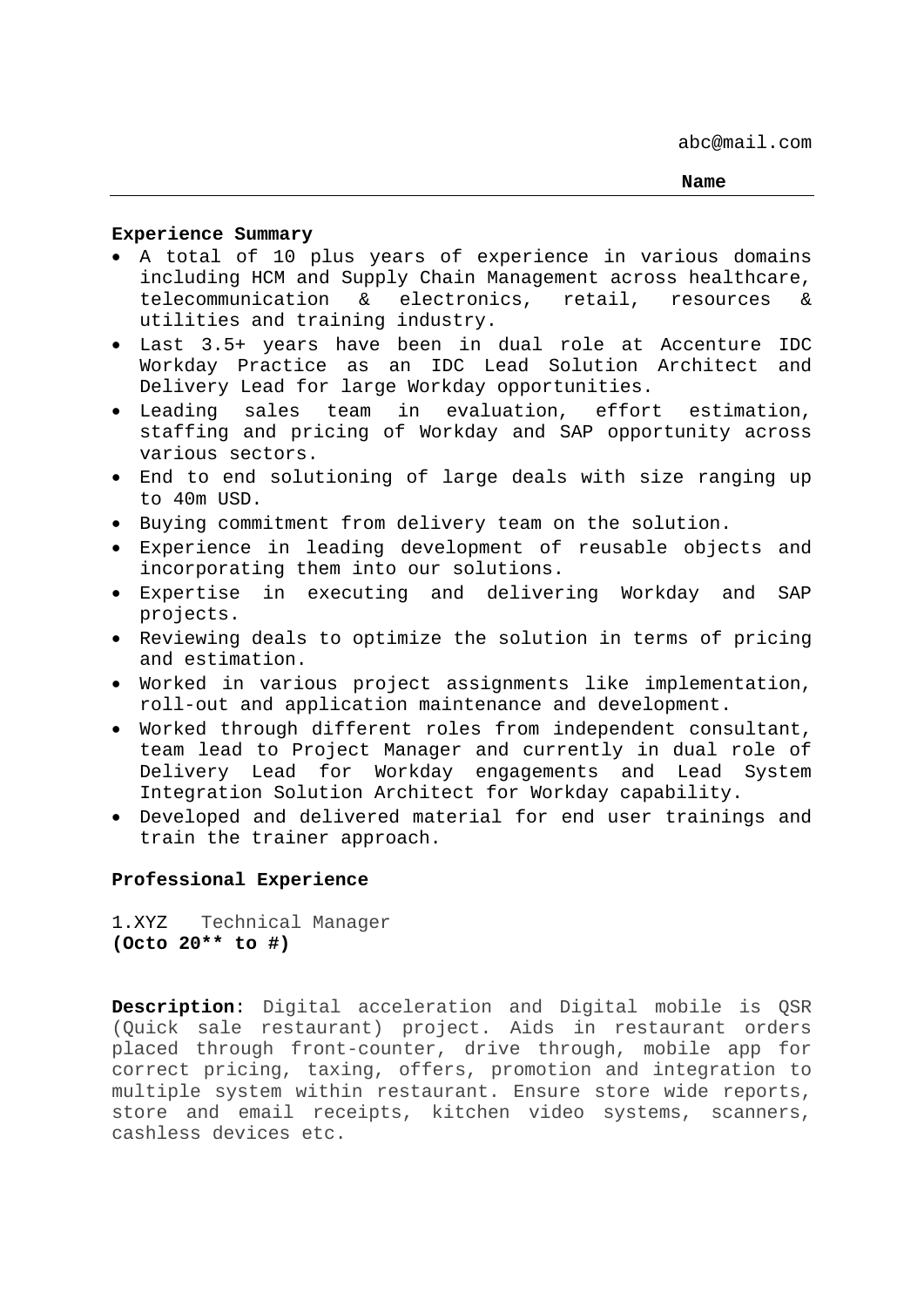abc@mail.com

**Name**

---

**Experience Summary**

- A total of 10 plus years of experience in various domains including HCM and Supply Chain Management across healthcare, telecommunication & electronics, retail, resources & utilities and training industry.
- Last 3.5+ years have been in dual role at Accenture IDC Workday Practice as an IDC Lead Solution Architect and Delivery Lead for large Workday opportunities.
- Leading sales team in evaluation, effort estimation, staffing and pricing of Workday and SAP opportunity across various sectors.
- End to end solutioning of large deals with size ranging up to 40m USD.
- Buying commitment from delivery team on the solution.
- Experience in leading development of reusable objects and incorporating them into our solutions.
- Expertise in executing and delivering Workday and SAP projects.
- Reviewing deals to optimize the solution in terms of pricing and estimation.
- Worked in various project assignments like implementation, roll-out and application maintenance and development.
- Worked through different roles from independent consultant, team lead to Project Manager and currently in dual role of Delivery Lead for Workday engagements and Lead System Integration Solution Architect for Workday capability.
- Developed and delivered material for end user trainings and train the trainer approach.

**Professional Experience**

1.XYZ Technical Manager
**(Octo 20** to #)**

**Description**: Digital acceleration and Digital mobile is QSR (Quick sale restaurant) project. Aids in restaurant orders placed through front-counter, drive through, mobile app for correct pricing, taxing, offers, promotion and integration to multiple system within restaurant. Ensure store wide reports, store and email receipts, kitchen video systems, scanners, cashless devices etc.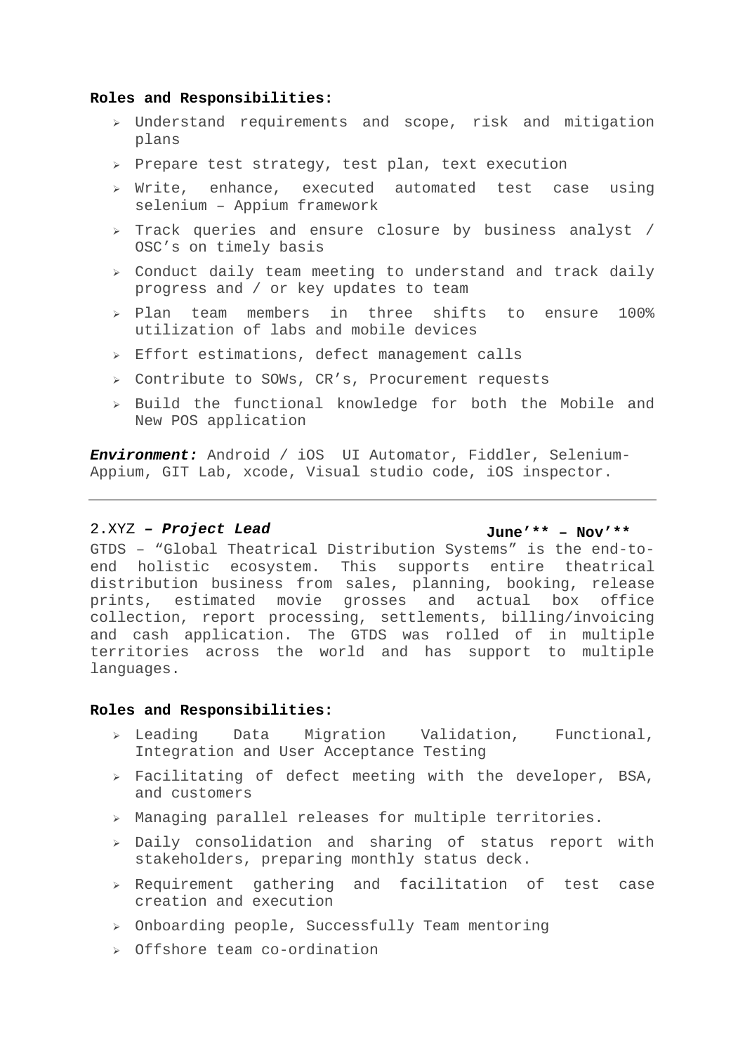**Roles and Responsibilities:**

- Understand requirements and scope, risk and mitigation plans
- Prepare test strategy, test plan, text execution
- Write, enhance, executed automated test case using selenium – Appium framework
- Track queries and ensure closure by business analyst / OSC's on timely basis
- Conduct daily team meeting to understand and track daily progress and / or key updates to team
- Plan team members in three shifts to ensure 100% utilization of labs and mobile devices
- Effort estimations, defect management calls
- Contribute to SOWs, CR's, Procurement requests
- Build the functional knowledge for both the Mobile and New POS application

***Environment:*** Android / iOS  UI Automator, Fiddler, Selenium-Appium, GIT Lab, xcode, Visual studio code, iOS inspector.

---

2.XYZ ***– Project Lead*** **June'** – Nov'****

GTDS – "Global Theatrical Distribution Systems" is the end-to-end holistic ecosystem. This supports entire theatrical distribution business from sales, planning, booking, release prints, estimated movie grosses and actual box office collection, report processing, settlements, billing/invoicing and cash application. The GTDS was rolled of in multiple territories across the world and has support to multiple languages.

**Roles and Responsibilities:**

- Leading Data Migration Validation, Functional, Integration and User Acceptance Testing
- Facilitating of defect meeting with the developer, BSA, and customers
- Managing parallel releases for multiple territories.
- Daily consolidation and sharing of status report with stakeholders, preparing monthly status deck.
- Requirement gathering and facilitation of test case creation and execution
- Onboarding people, Successfully Team mentoring
- Offshore team co-ordination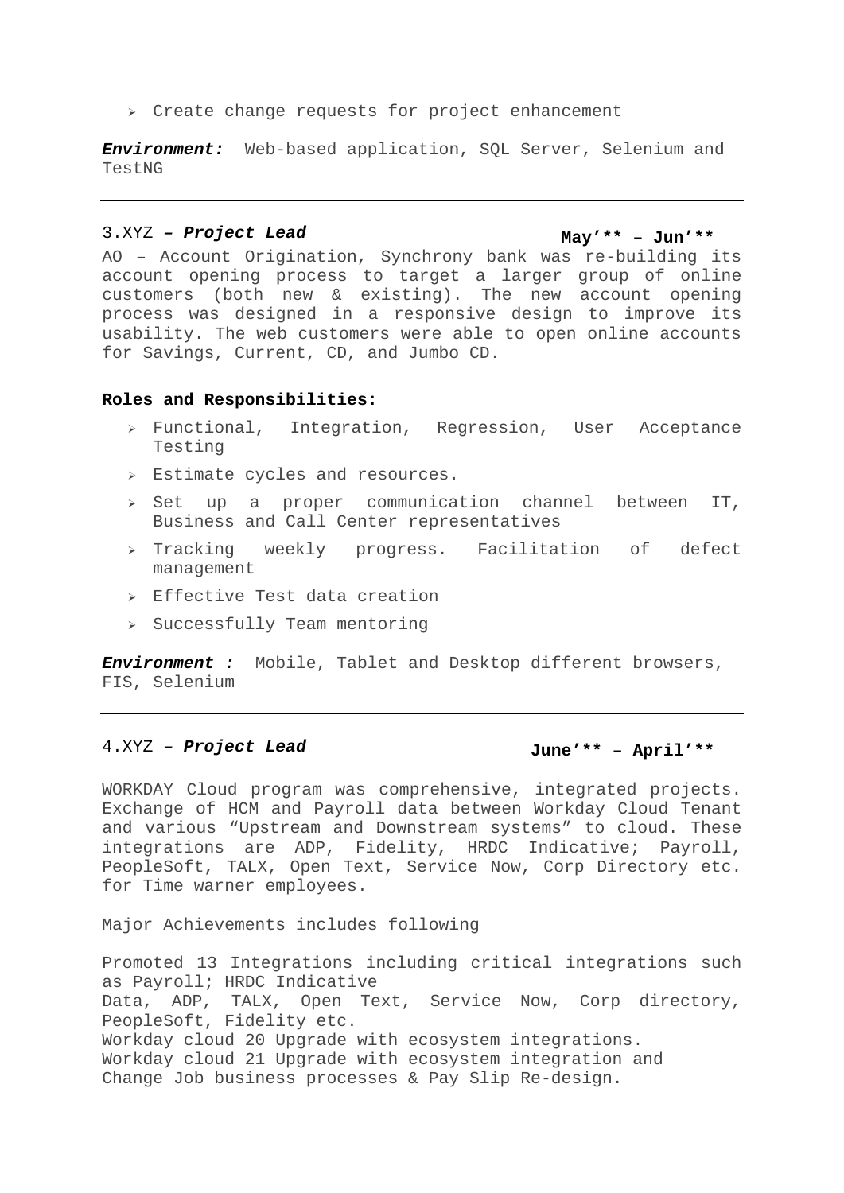- Create change requests for project enhancement

***Environment:*** Web-based application, SQL Server, Selenium and TestNG

---

### 3.XYZ – ***Project Lead*** **May’** – Jun’****

AO – Account Origination, Synchrony bank was re-building its account opening process to target a larger group of online customers (both new & existing). The new account opening process was designed in a responsive design to improve its usability. The web customers were able to open online accounts for Savings, Current, CD, and Jumbo CD.

**Roles and Responsibilities:**

- Functional, Integration, Regression, User Acceptance Testing
- Estimate cycles and resources.
- Set up a proper communication channel between IT, Business and Call Center representatives
- Tracking weekly progress. Facilitation of defect management
- Effective Test data creation
- Successfully Team mentoring

***Environment :*** Mobile, Tablet and Desktop different browsers, FIS, Selenium

---

### 4.XYZ – ***Project Lead*** **June’** – April’****

WORKDAY Cloud program was comprehensive, integrated projects. Exchange of HCM and Payroll data between Workday Cloud Tenant and various “Upstream and Downstream systems” to cloud. These integrations are ADP, Fidelity, HRDC Indicative; Payroll, PeopleSoft, TALX, Open Text, Service Now, Corp Directory etc. for Time warner employees.

Major Achievements includes following

Promoted 13 Integrations including critical integrations such as Payroll; HRDC Indicative
Data, ADP, TALX, Open Text, Service Now, Corp directory, PeopleSoft, Fidelity etc.
Workday cloud 20 Upgrade with ecosystem integrations.
Workday cloud 21 Upgrade with ecosystem integration and
Change Job business processes & Pay Slip Re-design.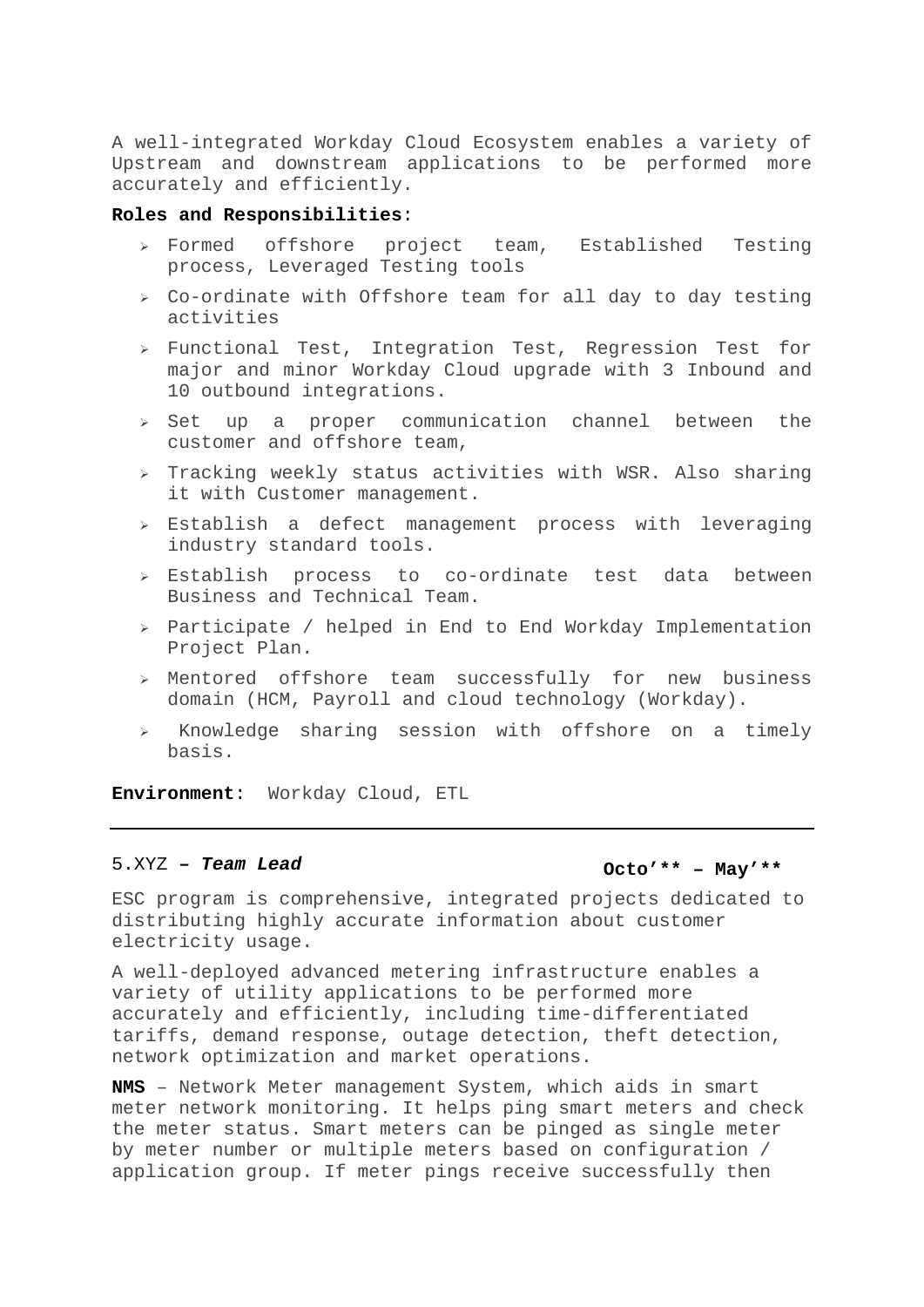A well-integrated Workday Cloud Ecosystem enables a variety of Upstream and downstream applications to be performed more accurately and efficiently.

**Roles and Responsibilities**:

- Formed offshore project team, Established Testing process, Leveraged Testing tools
- Co-ordinate with Offshore team for all day to day testing activities
- Functional Test, Integration Test, Regression Test for major and minor Workday Cloud upgrade with 3 Inbound and 10 outbound integrations.
- Set up a proper communication channel between the customer and offshore team,
- Tracking weekly status activities with WSR. Also sharing it with Customer management.
- Establish a defect management process with leveraging industry standard tools.
- Establish process to co-ordinate test data between Business and Technical Team.
- Participate / helped in End to End Workday Implementation Project Plan.
- Mentored offshore team successfully for new business domain (HCM, Payroll and cloud technology (Workday).
- Knowledge sharing session with offshore on a timely basis.

**Environment**: Workday Cloud, ETL

---

5.XYZ **– *Team Lead*** **Octo'** – May'****

ESC program is comprehensive, integrated projects dedicated to distributing highly accurate information about customer electricity usage.

A well-deployed advanced metering infrastructure enables a variety of utility applications to be performed more accurately and efficiently, including time-differentiated tariffs, demand response, outage detection, theft detection, network optimization and market operations.

**NMS** – Network Meter management System, which aids in smart meter network monitoring. It helps ping smart meters and check the meter status. Smart meters can be pinged as single meter by meter number or multiple meters based on configuration / application group. If meter pings receive successfully then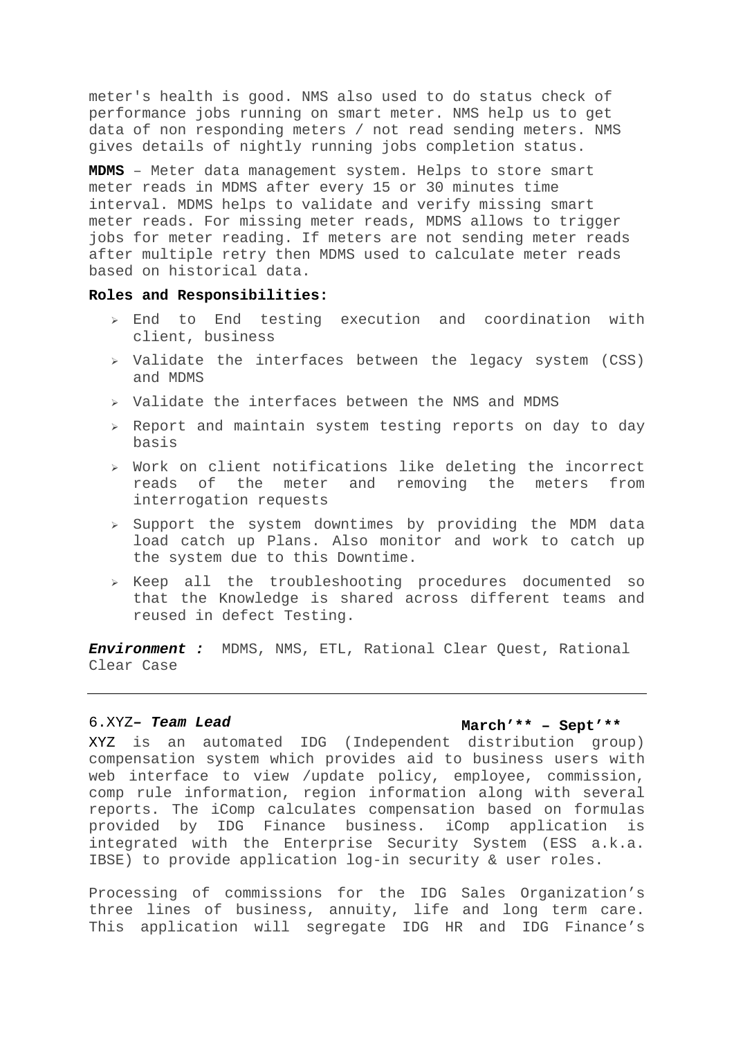meter's health is good. NMS also used to do status check of performance jobs running on smart meter. NMS help us to get data of non responding meters / not read sending meters. NMS gives details of nightly running jobs completion status.

**MDMS** – Meter data management system. Helps to store smart meter reads in MDMS after every 15 or 30 minutes time interval. MDMS helps to validate and verify missing smart meter reads. For missing meter reads, MDMS allows to trigger jobs for meter reading. If meters are not sending meter reads after multiple retry then MDMS used to calculate meter reads based on historical data.

**Roles and Responsibilities:**

- End to End testing execution and coordination with client, business
- Validate the interfaces between the legacy system (CSS) and MDMS
- Validate the interfaces between the NMS and MDMS
- Report and maintain system testing reports on day to day basis
- Work on client notifications like deleting the incorrect reads of the meter and removing the meters from interrogation requests
- Support the system downtimes by providing the MDM data load catch up Plans. Also monitor and work to catch up the system due to this Downtime.
- Keep all the troubleshooting procedures documented so that the Knowledge is shared across different teams and reused in defect Testing.

***Environment :*** MDMS, NMS, ETL, Rational Clear Quest, Rational Clear Case

---

6.XYZ**– *Team Lead*** **March'\*\* – Sept'\*\***

XYZ is an automated IDG (Independent distribution group) compensation system which provides aid to business users with web interface to view /update policy, employee, commission, comp rule information, region information along with several reports. The iComp calculates compensation based on formulas provided by IDG Finance business. iComp application is integrated with the Enterprise Security System (ESS a.k.a. IBSE) to provide application log-in security & user roles.

Processing of commissions for the IDG Sales Organization's three lines of business, annuity, life and long term care. This application will segregate IDG HR and IDG Finance's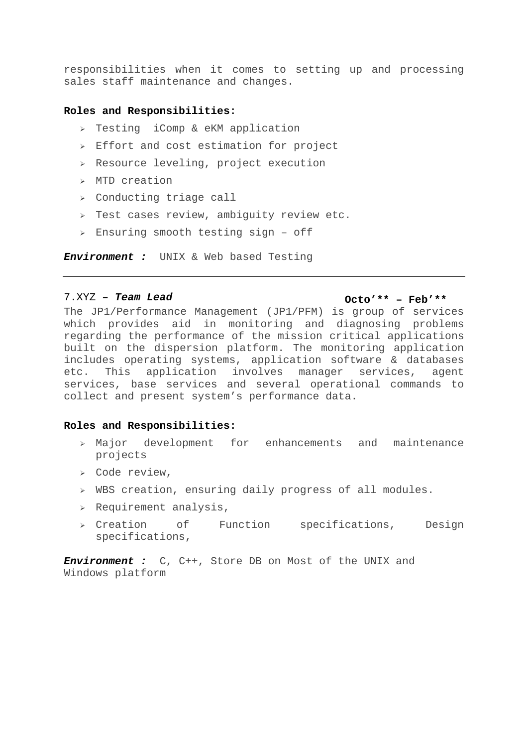responsibilities when it comes to setting up and processing sales staff maintenance and changes.

**Roles and Responsibilities:**

- Testing iComp & eKM application
- Effort and cost estimation for project
- Resource leveling, project execution
- MTD creation
- Conducting triage call
- Test cases review, ambiguity review etc.
- Ensuring smooth testing sign – off

***Environment :*** UNIX & Web based Testing

---

7.XYZ ***– Team Lead*** **Octo'** – Feb'****

The JP1/Performance Management (JP1/PFM) is group of services which provides aid in monitoring and diagnosing problems regarding the performance of the mission critical applications built on the dispersion platform. The monitoring application includes operating systems, application software & databases etc. This application involves manager services, agent services, base services and several operational commands to collect and present system's performance data.

**Roles and Responsibilities:**

- Major development for enhancements and maintenance projects
- Code review,
- WBS creation, ensuring daily progress of all modules.
- Requirement analysis,
- Creation of Function specifications, Design specifications,

***Environment :*** C, C++, Store DB on Most of the UNIX and Windows platform